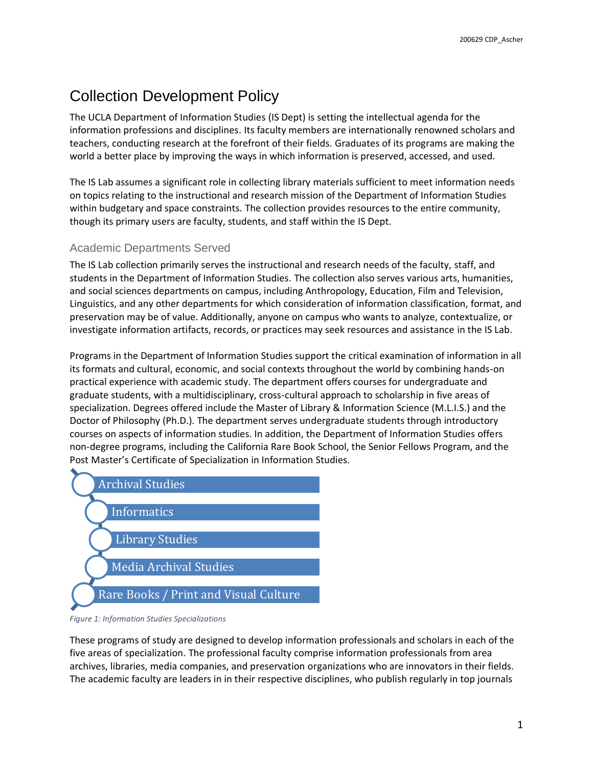# Collection Development Policy

The UCLA Department of Information Studies (IS Dept) is setting the intellectual agenda for the information professions and disciplines. Its faculty members are internationally renowned scholars and teachers, conducting research at the forefront of their fields. Graduates of its programs are making the world a better place by improving the ways in which information is preserved, accessed, and used.

The IS Lab assumes a significant role in collecting library materials sufficient to meet information needs on topics relating to the instructional and research mission of the Department of Information Studies within budgetary and space constraints. The collection provides resources to the entire community, though its primary users are faculty, students, and staff within the IS Dept.

## Academic Departments Served

The IS Lab collection primarily serves the instructional and research needs of the faculty, staff, and students in the Department of Information Studies. The collection also serves various arts, humanities, and social sciences departments on campus, including Anthropology, Education, Film and Television, Linguistics, and any other departments for which consideration of information classification, format, and preservation may be of value. Additionally, anyone on campus who wants to analyze, contextualize, or investigate information artifacts, records, or practices may seek resources and assistance in the IS Lab.

Programs in the Department of Information Studies support the critical examination of information in all its formats and cultural, economic, and social contexts throughout the world by combining hands-on practical experience with academic study. The department offers courses for undergraduate and graduate students, with a multidisciplinary, cross-cultural approach to scholarship in five areas of specialization. Degrees offered include the Master of Library & Information Science (M.L.I.S.) and the Doctor of Philosophy (Ph.D.). The department serves undergraduate students through introductory courses on aspects of information studies. In addition, the Department of Information Studies offers non-degree programs, including the California Rare Book School, the Senior Fellows Program, and the Post Master's Certificate of Specialization in Information Studies.

Archival Studies

Informatics

Library Studies

Media Archival Studies

Rare Books / Print and Visual Culture

*Figure 1: Information Studies Specializations*

These programs of study are designed to develop information professionals and scholars in each of the five areas of specialization. The professional faculty comprise information professionals from area archives, libraries, media companies, and preservation organizations who are innovators in their fields. The academic faculty are leaders in in their respective disciplines, who publish regularly in top journals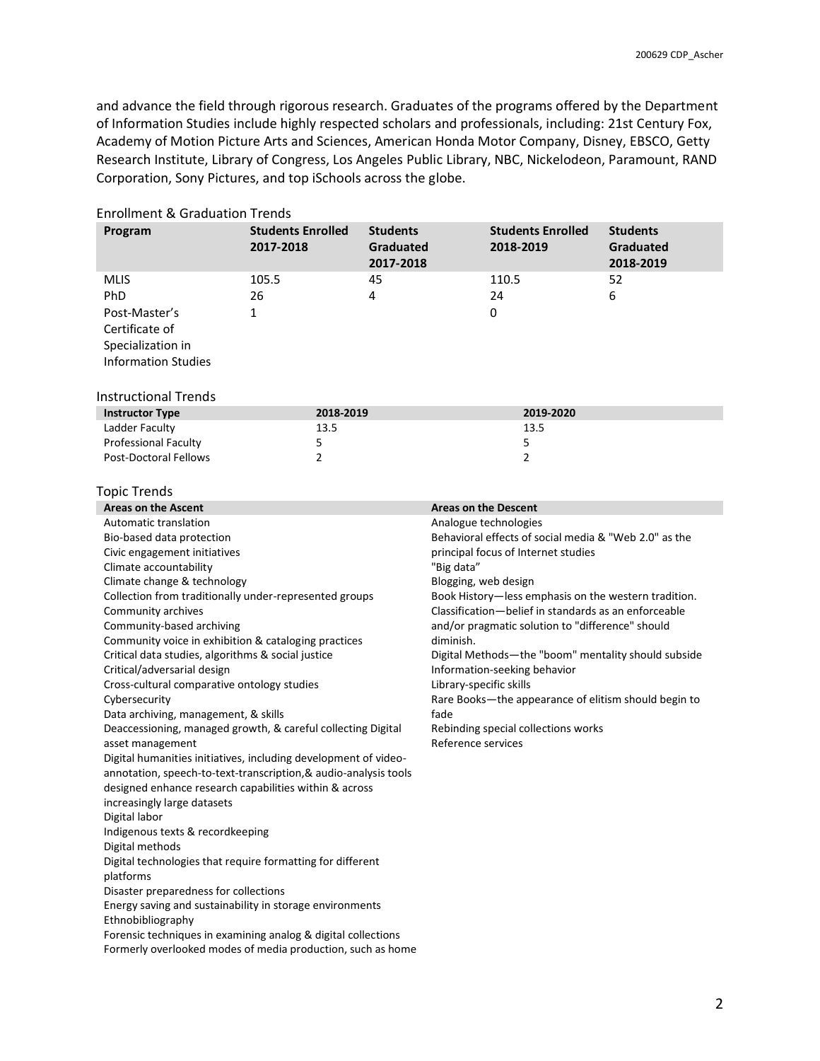and advance the field through rigorous research. Graduates of the programs offered by the Department of Information Studies include highly respected scholars and professionals, including: 21st Century Fox, Academy of Motion Picture Arts and Sciences, American Honda Motor Company, Disney, EBSCO, Getty Research Institute, Library of Congress, Los Angeles Public Library, NBC, Nickelodeon, Paramount, RAND Corporation, Sony Pictures, and top iSchools across the globe.

### Enrollment & Graduation Trends

| Program | Students Enrolled 2017-2018 | Students Graduated 2017-2018 | Students Enrolled 2018-2019 | Students Graduated 2018-2019 |
|---|---|---|---|---|
| MLIS | 105.5 | 45 | 110.5 | 52 |
| PhD | 26 | 4 | 24 | 6 |
| Post-Master's Certificate of Specialization in Information Studies | 1 | | 0 | |

### Instructional Trends

| Instructor Type | 2018-2019 | 2019-2020 |
|---|---|---|
| Ladder Faculty | 13.5 | 13.5 |
| Professional Faculty | 5 | 5 |
| Post-Doctoral Fellows | 2 | 2 |

### Topic Trends

| Areas on the Ascent | Areas on the Descent |
|---|---|
| Automatic translation | Analogue technologies |
| Bio-based data protection | Behavioral effects of social media & "Web 2.0" as the principal focus of Internet studies |
| Civic engagement initiatives | "Big data" |
| Climate accountability | Blogging, web design |
| Climate change & technology | Book History—less emphasis on the western tradition. |
| Collection from traditionally under-represented groups | Classification—belief in standards as an enforceable and/or pragmatic solution to "difference" should diminish. |
| Community archives | Digital Methods—the "boom" mentality should subside |
| Community-based archiving | Information-seeking behavior |
| Community voice in exhibition & cataloging practices | Library-specific skills |
| Critical data studies, algorithms & social justice | Rare Books—the appearance of elitism should begin to fade |
| Critical/adversarial design | Rebinding special collections works |
| Cross-cultural comparative ontology studies | Reference services |
| Cybersecurity | |
| Data archiving, management, & skills | |
| Deaccessioning, managed growth, & careful collecting Digital asset management | |
| Digital humanities initiatives, including development of video-annotation, speech-to-text-transcription,& audio-analysis tools designed enhance research capabilities within & across increasingly large datasets | |
| Digital labor | |
| Indigenous texts & recordkeeping | |
| Digital methods | |
| Digital technologies that require formatting for different platforms | |
| Disaster preparedness for collections | |
| Energy saving and sustainability in storage environments | |
| Ethnobibliography | |
| Forensic techniques in examining analog & digital collections | |
| Formerly overlooked modes of media production, such as home | |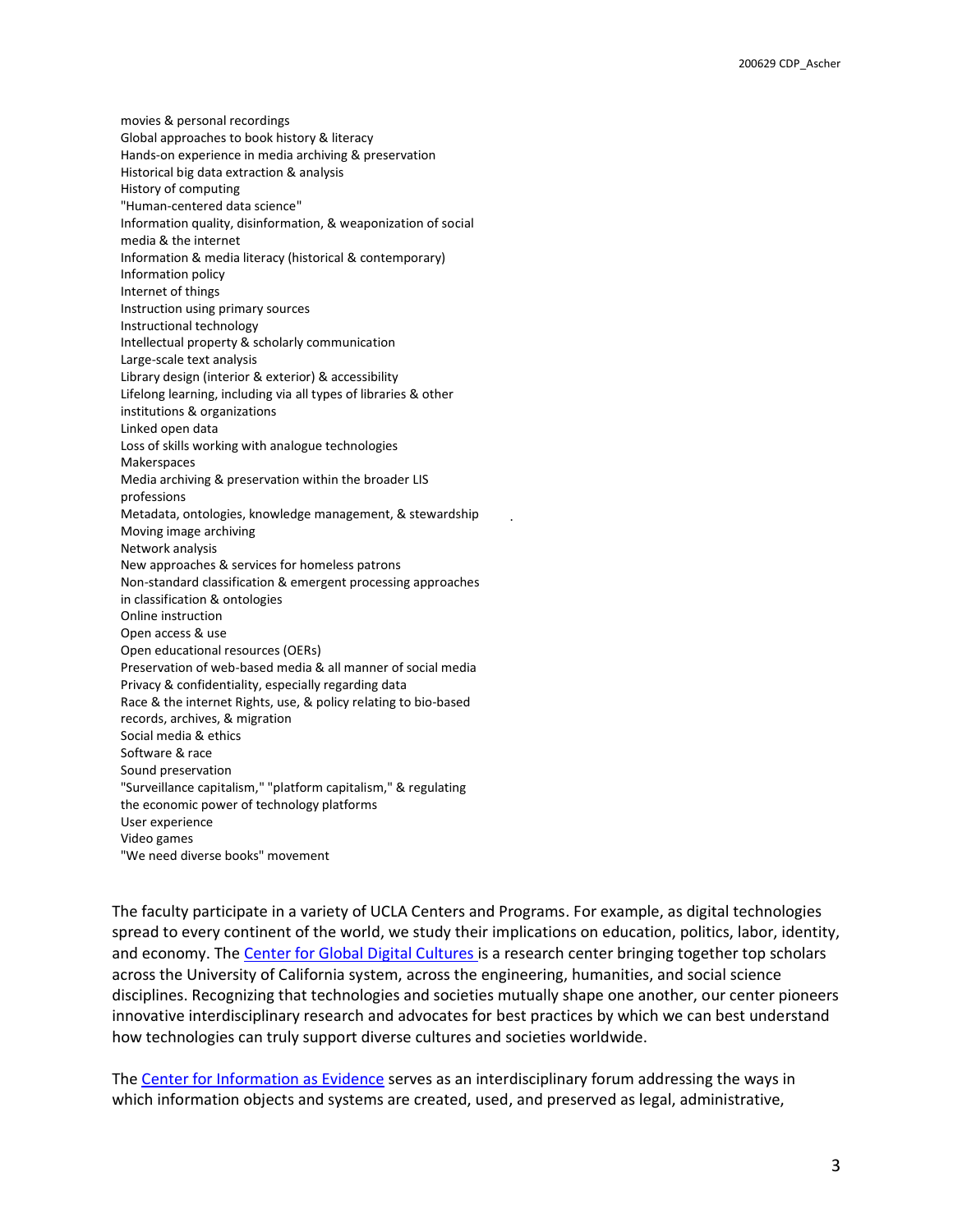movies & personal recordings
Global approaches to book history & literacy
Hands-on experience in media archiving & preservation
Historical big data extraction & analysis
History of computing
"Human-centered data science"
Information quality, disinformation, & weaponization of social media & the internet
Information & media literacy (historical & contemporary)
Information policy
Internet of things
Instruction using primary sources
Instructional technology
Intellectual property & scholarly communication
Large-scale text analysis
Library design (interior & exterior) & accessibility
Lifelong learning, including via all types of libraries & other institutions & organizations
Linked open data
Loss of skills working with analogue technologies
Makerspaces
Media archiving & preservation within the broader LIS professions
Metadata, ontologies, knowledge management, & stewardship
Moving image archiving
Network analysis
New approaches & services for homeless patrons
Non-standard classification & emergent processing approaches in classification & ontologies
Online instruction
Open access & use
Open educational resources (OERs)
Preservation of web-based media & all manner of social media
Privacy & confidentiality, especially regarding data
Race & the internet Rights, use, & policy relating to bio-based records, archives, & migration
Social media & ethics
Software & race
Sound preservation
"Surveillance capitalism," "platform capitalism," & regulating the economic power of technology platforms
User experience
Video games
"We need diverse books" movement

The faculty participate in a variety of UCLA Centers and Programs. For example, as digital technologies spread to every continent of the world, we study their implications on education, politics, labor, identity, and economy. The Center for Global Digital Cultures is a research center bringing together top scholars across the University of California system, across the engineering, humanities, and social science disciplines. Recognizing that technologies and societies mutually shape one another, our center pioneers innovative interdisciplinary research and advocates for best practices by which we can best understand how technologies can truly support diverse cultures and societies worldwide.

The Center for Information as Evidence serves as an interdisciplinary forum addressing the ways in which information objects and systems are created, used, and preserved as legal, administrative,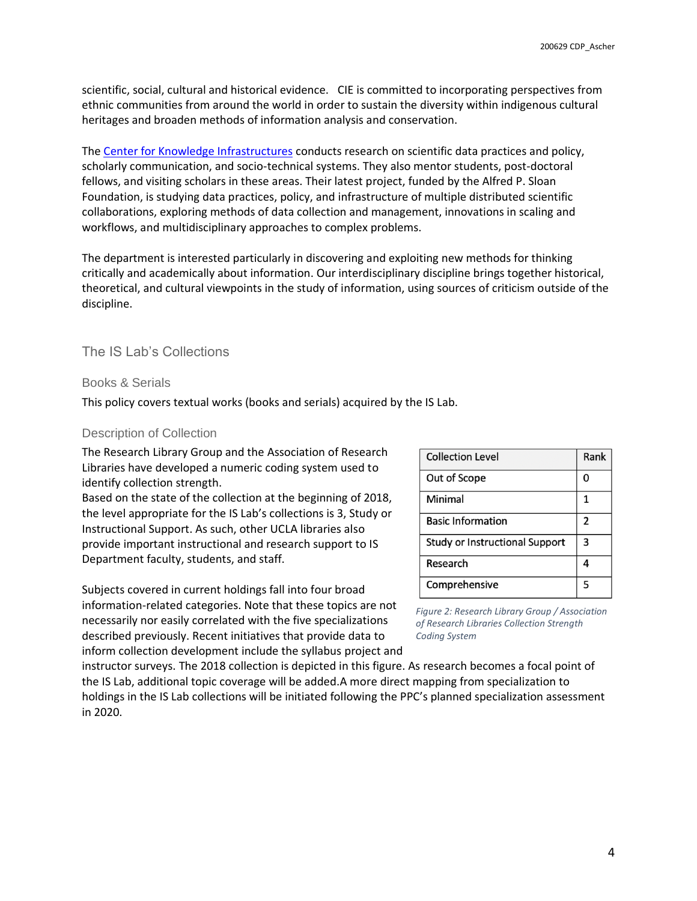scientific, social, cultural and historical evidence. CIE is committed to incorporating perspectives from ethnic communities from around the world in order to sustain the diversity within indigenous cultural heritages and broaden methods of information analysis and conservation.

The [Center for Knowledge Infrastructures] conducts research on scientific data practices and policy, scholarly communication, and socio-technical systems. They also mentor students, post-doctoral fellows, and visiting scholars in these areas. Their latest project, funded by the Alfred P. Sloan Foundation, is studying data practices, policy, and infrastructure of multiple distributed scientific collaborations, exploring methods of data collection and management, innovations in scaling and workflows, and multidisciplinary approaches to complex problems.

The department is interested particularly in discovering and exploiting new methods for thinking critically and academically about information. Our interdisciplinary discipline brings together historical, theoretical, and cultural viewpoints in the study of information, using sources of criticism outside of the discipline.

## The IS Lab's Collections

### Books & Serials

This policy covers textual works (books and serials) acquired by the IS Lab.

### Description of Collection

The Research Library Group and the Association of Research Libraries have developed a numeric coding system used to identify collection strength.
Based on the state of the collection at the beginning of 2018, the level appropriate for the IS Lab's collections is 3, Study or Instructional Support. As such, other UCLA libraries also provide important instructional and research support to IS Department faculty, students, and staff.

| Collection Level | Rank |
|---|---|
| Out of Scope | 0 |
| Minimal | 1 |
| Basic Information | 2 |
| Study or Instructional Support | 3 |
| Research | 4 |
| Comprehensive | 5 |

*Figure 2: Research Library Group / Association of Research Libraries Collection Strength Coding System*

Subjects covered in current holdings fall into four broad information-related categories. Note that these topics are not necessarily nor easily correlated with the five specializations described previously. Recent initiatives that provide data to inform collection development include the syllabus project and instructor surveys. The 2018 collection is depicted in this figure. As research becomes a focal point of the IS Lab, additional topic coverage will be added.A more direct mapping from specialization to holdings in the IS Lab collections will be initiated following the PPC's planned specialization assessment in 2020.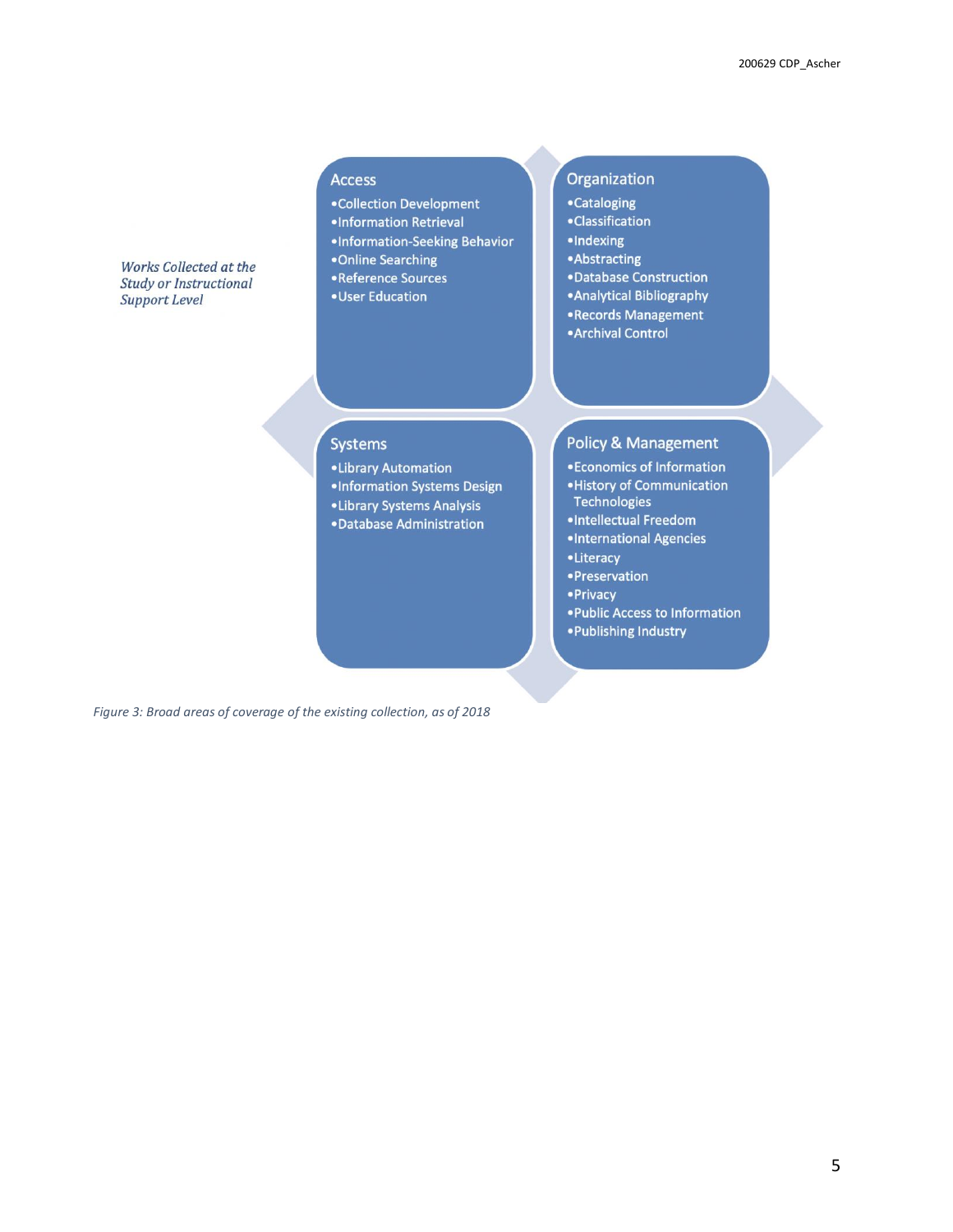*Works Collected at the Study or Instructional Support Level*

Access
- Collection Development
- Information Retrieval
- Information-Seeking Behavior
- Online Searching
- Reference Sources
- User Education

Organization
- Cataloging
- Classification
- Indexing
- Abstracting
- Database Construction
- Analytical Bibliography
- Records Management
- Archival Control

Systems
- Library Automation
- Information Systems Design
- Library Systems Analysis
- Database Administration

Policy & Management
- Economics of Information
- History of Communication Technologies
- Intellectual Freedom
- International Agencies
- Literacy
- Preservation
- Privacy
- Public Access to Information
- Publishing Industry

*Figure 3: Broad areas of coverage of the existing collection, as of 2018*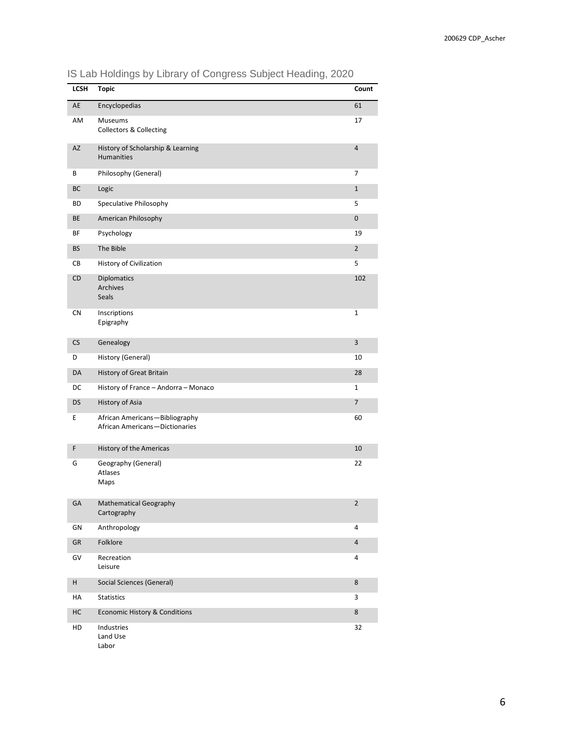## IS Lab Holdings by Library of Congress Subject Heading, 2020

| LCSH | Topic | Count |
|---|---|---|
| AE | Encyclopedias | 61 |
| AM | Museums<br>Collectors & Collecting | 17 |
| AZ | History of Scholarship & Learning<br>Humanities | 4 |
| B | Philosophy (General) | 7 |
| BC | Logic | 1 |
| BD | Speculative Philosophy | 5 |
| BE | American Philosophy | 0 |
| BF | Psychology | 19 |
| BS | The Bible | 2 |
| CB | History of Civilization | 5 |
| CD | Diplomatics<br>Archives<br>Seals | 102 |
| CN | Inscriptions<br>Epigraphy | 1 |
| CS | Genealogy | 3 |
| D | History (General) | 10 |
| DA | History of Great Britain | 28 |
| DC | History of France – Andorra – Monaco | 1 |
| DS | History of Asia | 7 |
| E | African Americans—Bibliography<br>African Americans—Dictionaries | 60 |
| F | History of the Americas | 10 |
| G | Geography (General)<br>Atlases<br>Maps | 22 |
| GA | Mathematical Geography<br>Cartography | 2 |
| GN | Anthropology | 4 |
| GR | Folklore | 4 |
| GV | Recreation<br>Leisure | 4 |
| H | Social Sciences (General) | 8 |
| HA | Statistics | 3 |
| HC | Economic History & Conditions | 8 |
| HD | Industries<br>Land Use<br>Labor | 32 |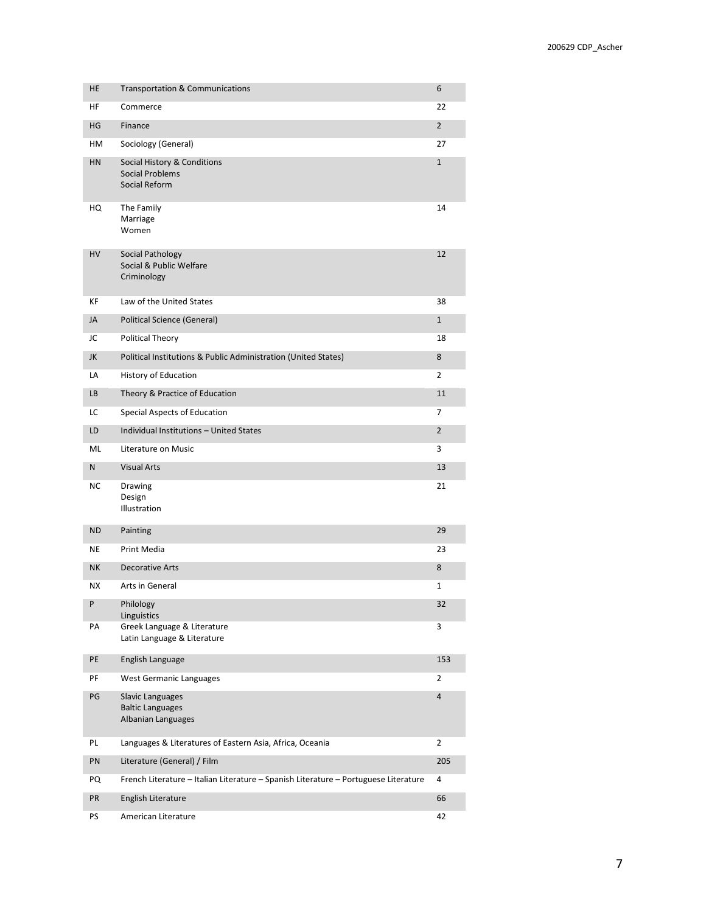| | | |
| --- | --- | --- |
| HE | Transportation & Communications | 6 |
| HF | Commerce | 22 |
| HG | Finance | 2 |
| HM | Sociology (General) | 27 |
| HN | Social History & Conditions<br>Social Problems<br>Social Reform | 1 |
| HQ | The Family<br>Marriage<br>Women | 14 |
| HV | Social Pathology<br>Social & Public Welfare<br>Criminology | 12 |
| KF | Law of the United States | 38 |
| JA | Political Science (General) | 1 |
| JC | Political Theory | 18 |
| JK | Political Institutions & Public Administration (United States) | 8 |
| LA | History of Education | 2 |
| LB | Theory & Practice of Education | 11 |
| LC | Special Aspects of Education | 7 |
| LD | Individual Institutions – United States | 2 |
| ML | Literature on Music | 3 |
| N | Visual Arts | 13 |
| NC | Drawing<br>Design<br>Illustration | 21 |
| ND | Painting | 29 |
| NE | Print Media | 23 |
| NK | Decorative Arts | 8 |
| NX | Arts in General | 1 |
| P | Philology<br>Linguistics | 32 |
| PA | Greek Language & Literature<br>Latin Language & Literature | 3 |
| PE | English Language | 153 |
| PF | West Germanic Languages | 2 |
| PG | Slavic Languages<br>Baltic Languages<br>Albanian Languages | 4 |
| PL | Languages & Literatures of Eastern Asia, Africa, Oceania | 2 |
| PN | Literature (General) / Film | 205 |
| PQ | French Literature – Italian Literature – Spanish Literature – Portuguese Literature | 4 |
| PR | English Literature | 66 |
| PS | American Literature | 42 |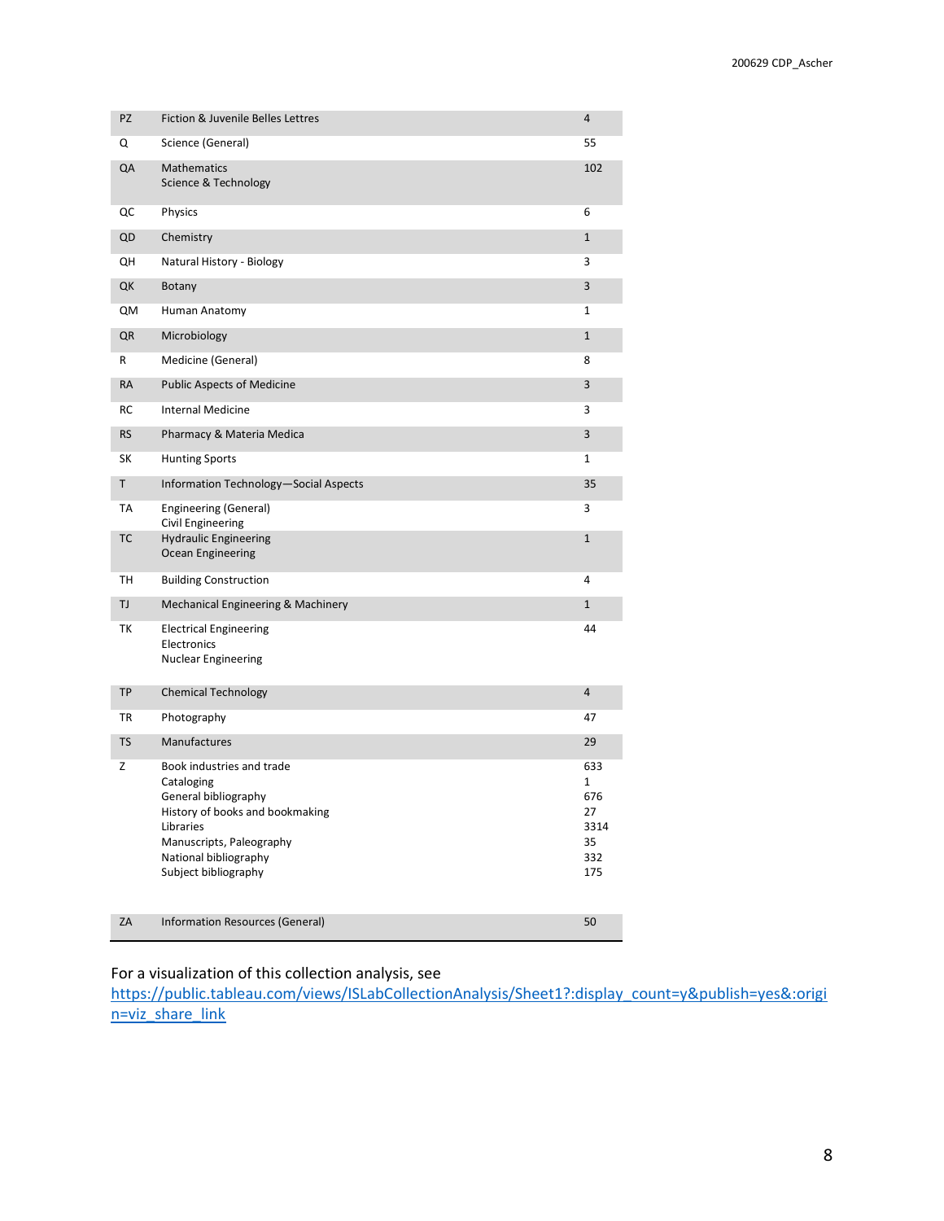| | | |
|---|---|---|
| PZ | Fiction & Juvenile Belles Lettres | 4 |
| Q | Science (General) | 55 |
| QA | Mathematics<br>Science & Technology | 102 |
| QC | Physics | 6 |
| QD | Chemistry | 1 |
| QH | Natural History - Biology | 3 |
| QK | Botany | 3 |
| QM | Human Anatomy | 1 |
| QR | Microbiology | 1 |
| R | Medicine (General) | 8 |
| RA | Public Aspects of Medicine | 3 |
| RC | Internal Medicine | 3 |
| RS | Pharmacy & Materia Medica | 3 |
| SK | Hunting Sports | 1 |
| T | Information Technology—Social Aspects | 35 |
| TA | Engineering (General)<br>Civil Engineering | 3 |
| TC | Hydraulic Engineering<br>Ocean Engineering | 1 |
| TH | Building Construction | 4 |
| TJ | Mechanical Engineering & Machinery | 1 |
| TK | Electrical Engineering<br>Electronics<br>Nuclear Engineering | 44 |
| TP | Chemical Technology | 4 |
| TR | Photography | 47 |
| TS | Manufactures | 29 |
| Z | Book industries and trade<br>Cataloging<br>General bibliography<br>History of books and bookmaking<br>Libraries<br>Manuscripts, Paleography<br>National bibliography<br>Subject bibliography | 633<br>1<br>676<br>27<br>3314<br>35<br>332<br>175 |
| ZA | Information Resources (General) | 50 |

For a visualization of this collection analysis, see https://public.tableau.com/views/ISLabCollectionAnalysis/Sheet1?:display_count=y&publish=yes&:origin=viz_share_link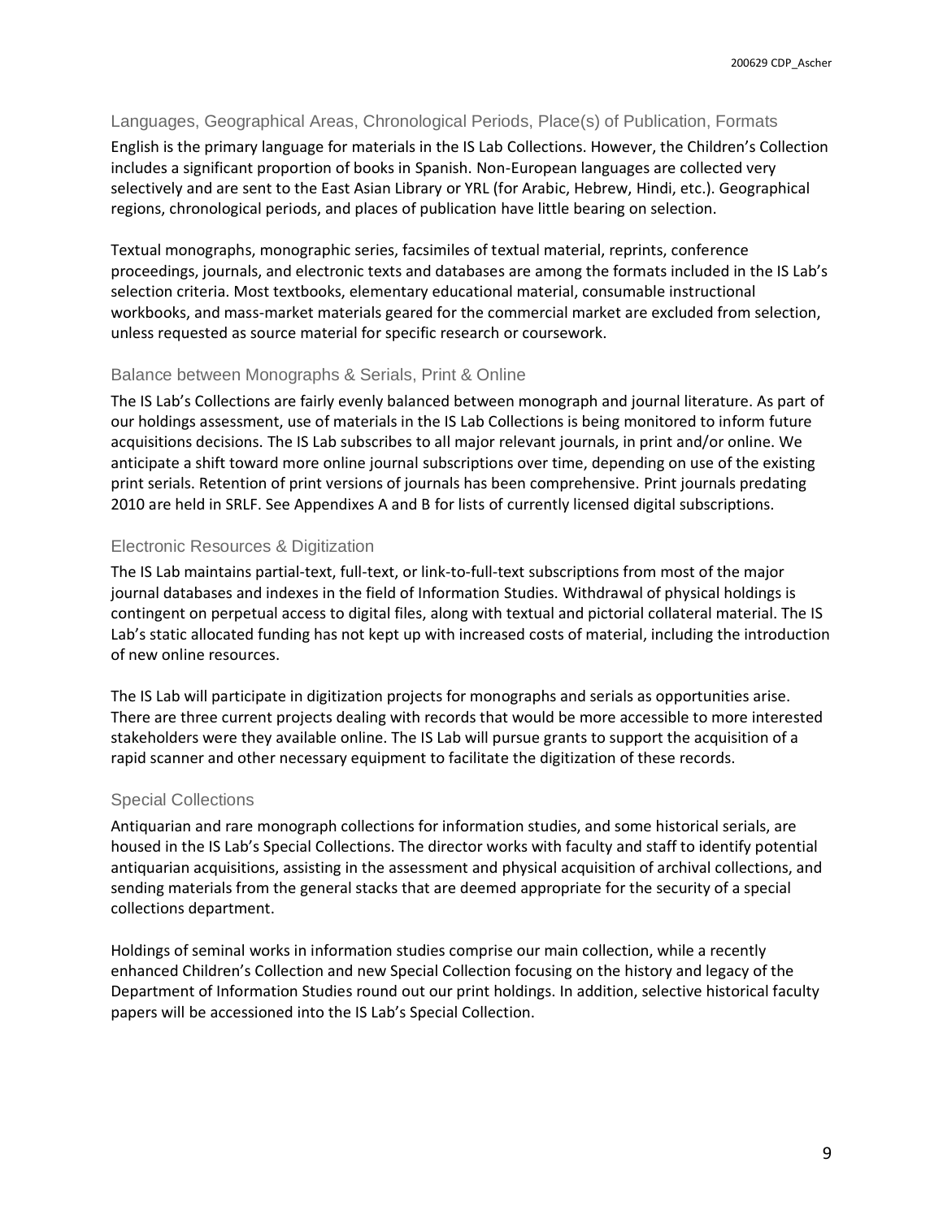## Languages, Geographical Areas, Chronological Periods, Place(s) of Publication, Formats

English is the primary language for materials in the IS Lab Collections. However, the Children's Collection includes a significant proportion of books in Spanish. Non-European languages are collected very selectively and are sent to the East Asian Library or YRL (for Arabic, Hebrew, Hindi, etc.). Geographical regions, chronological periods, and places of publication have little bearing on selection.

Textual monographs, monographic series, facsimiles of textual material, reprints, conference proceedings, journals, and electronic texts and databases are among the formats included in the IS Lab's selection criteria. Most textbooks, elementary educational material, consumable instructional workbooks, and mass-market materials geared for the commercial market are excluded from selection, unless requested as source material for specific research or coursework.

## Balance between Monographs & Serials, Print & Online

The IS Lab's Collections are fairly evenly balanced between monograph and journal literature. As part of our holdings assessment, use of materials in the IS Lab Collections is being monitored to inform future acquisitions decisions. The IS Lab subscribes to all major relevant journals, in print and/or online. We anticipate a shift toward more online journal subscriptions over time, depending on use of the existing print serials. Retention of print versions of journals has been comprehensive. Print journals predating 2010 are held in SRLF. See Appendixes A and B for lists of currently licensed digital subscriptions.

## Electronic Resources & Digitization

The IS Lab maintains partial-text, full-text, or link-to-full-text subscriptions from most of the major journal databases and indexes in the field of Information Studies. Withdrawal of physical holdings is contingent on perpetual access to digital files, along with textual and pictorial collateral material. The IS Lab's static allocated funding has not kept up with increased costs of material, including the introduction of new online resources.

The IS Lab will participate in digitization projects for monographs and serials as opportunities arise. There are three current projects dealing with records that would be more accessible to more interested stakeholders were they available online. The IS Lab will pursue grants to support the acquisition of a rapid scanner and other necessary equipment to facilitate the digitization of these records.

## Special Collections

Antiquarian and rare monograph collections for information studies, and some historical serials, are housed in the IS Lab's Special Collections. The director works with faculty and staff to identify potential antiquarian acquisitions, assisting in the assessment and physical acquisition of archival collections, and sending materials from the general stacks that are deemed appropriate for the security of a special collections department.

Holdings of seminal works in information studies comprise our main collection, while a recently enhanced Children's Collection and new Special Collection focusing on the history and legacy of the Department of Information Studies round out our print holdings. In addition, selective historical faculty papers will be accessioned into the IS Lab's Special Collection.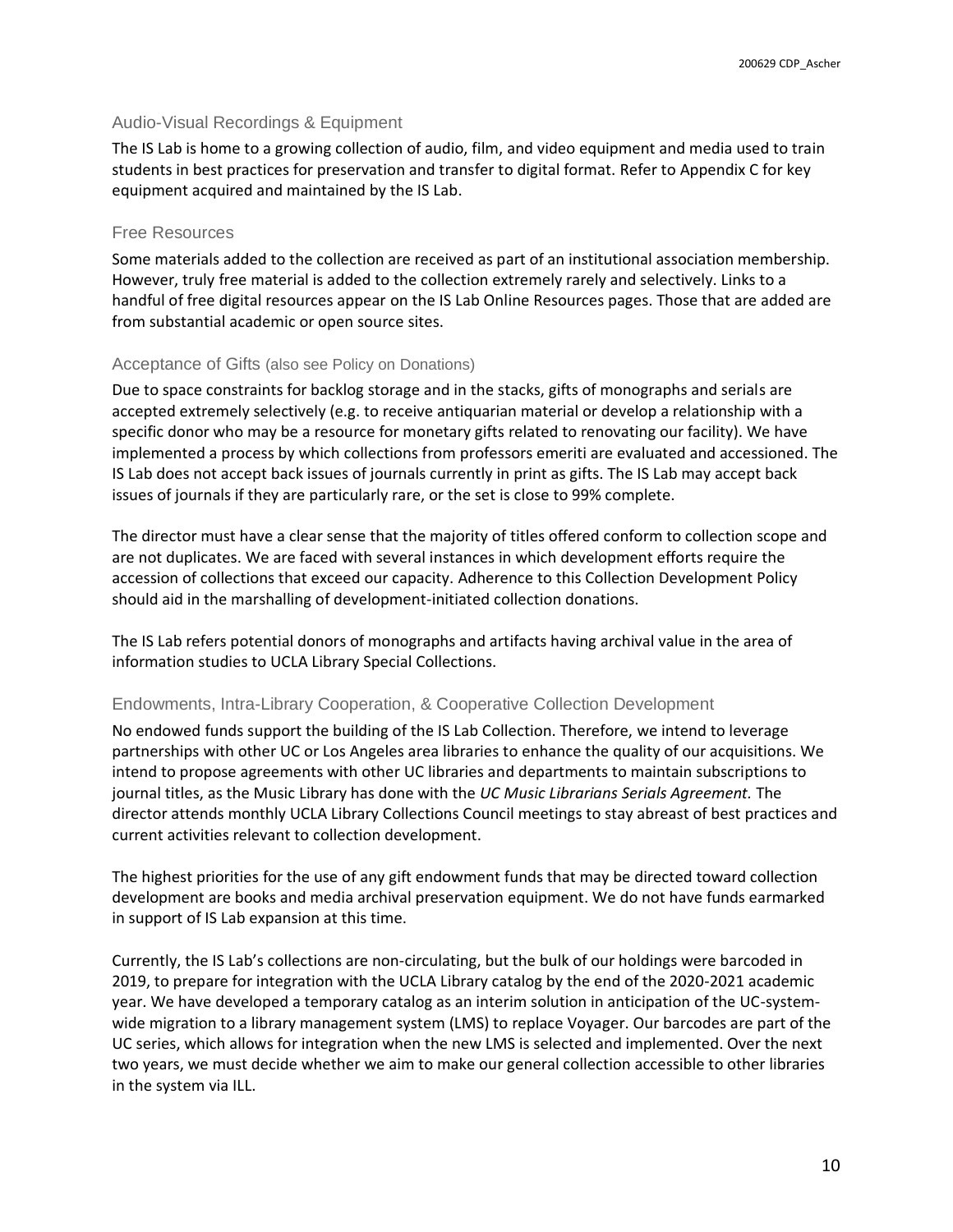## Audio-Visual Recordings & Equipment

The IS Lab is home to a growing collection of audio, film, and video equipment and media used to train students in best practices for preservation and transfer to digital format. Refer to Appendix C for key equipment acquired and maintained by the IS Lab.

## Free Resources

Some materials added to the collection are received as part of an institutional association membership. However, truly free material is added to the collection extremely rarely and selectively. Links to a handful of free digital resources appear on the IS Lab Online Resources pages. Those that are added are from substantial academic or open source sites.

## Acceptance of Gifts (also see Policy on Donations)

Due to space constraints for backlog storage and in the stacks, gifts of monographs and serials are accepted extremely selectively (e.g. to receive antiquarian material or develop a relationship with a specific donor who may be a resource for monetary gifts related to renovating our facility). We have implemented a process by which collections from professors emeriti are evaluated and accessioned. The IS Lab does not accept back issues of journals currently in print as gifts. The IS Lab may accept back issues of journals if they are particularly rare, or the set is close to 99% complete.

The director must have a clear sense that the majority of titles offered conform to collection scope and are not duplicates. We are faced with several instances in which development efforts require the accession of collections that exceed our capacity. Adherence to this Collection Development Policy should aid in the marshalling of development-initiated collection donations.

The IS Lab refers potential donors of monographs and artifacts having archival value in the area of information studies to UCLA Library Special Collections.

## Endowments, Intra-Library Cooperation, & Cooperative Collection Development

No endowed funds support the building of the IS Lab Collection. Therefore, we intend to leverage partnerships with other UC or Los Angeles area libraries to enhance the quality of our acquisitions. We intend to propose agreements with other UC libraries and departments to maintain subscriptions to journal titles, as the Music Library has done with the *UC Music Librarians Serials Agreement.* The director attends monthly UCLA Library Collections Council meetings to stay abreast of best practices and current activities relevant to collection development.

The highest priorities for the use of any gift endowment funds that may be directed toward collection development are books and media archival preservation equipment. We do not have funds earmarked in support of IS Lab expansion at this time.

Currently, the IS Lab's collections are non-circulating, but the bulk of our holdings were barcoded in 2019, to prepare for integration with the UCLA Library catalog by the end of the 2020-2021 academic year. We have developed a temporary catalog as an interim solution in anticipation of the UC-system-wide migration to a library management system (LMS) to replace Voyager. Our barcodes are part of the UC series, which allows for integration when the new LMS is selected and implemented. Over the next two years, we must decide whether we aim to make our general collection accessible to other libraries in the system via ILL.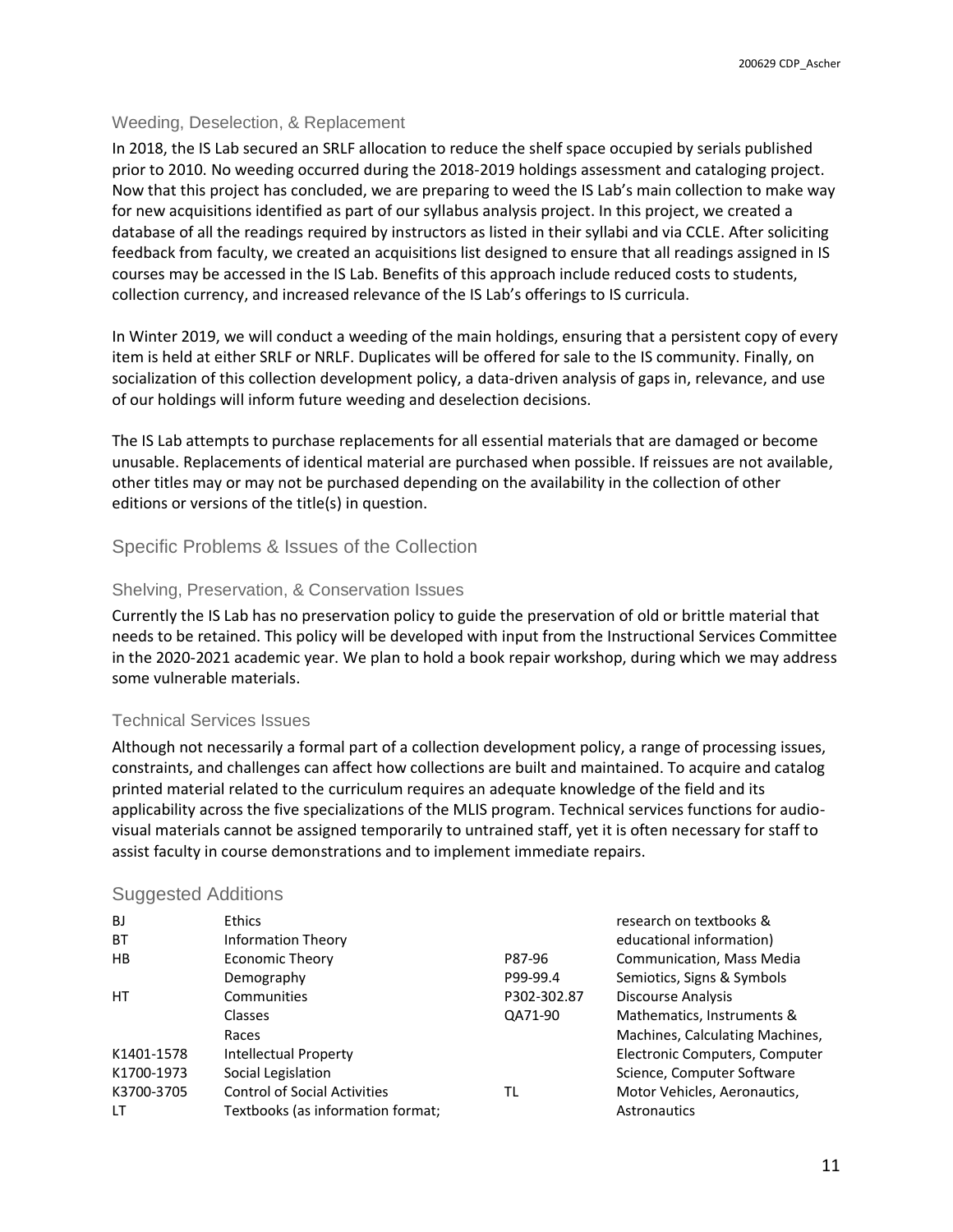### Weeding, Deselection, & Replacement

In 2018, the IS Lab secured an SRLF allocation to reduce the shelf space occupied by serials published prior to 2010. No weeding occurred during the 2018-2019 holdings assessment and cataloging project. Now that this project has concluded, we are preparing to weed the IS Lab's main collection to make way for new acquisitions identified as part of our syllabus analysis project. In this project, we created a database of all the readings required by instructors as listed in their syllabi and via CCLE. After soliciting feedback from faculty, we created an acquisitions list designed to ensure that all readings assigned in IS courses may be accessed in the IS Lab. Benefits of this approach include reduced costs to students, collection currency, and increased relevance of the IS Lab's offerings to IS curricula.

In Winter 2019, we will conduct a weeding of the main holdings, ensuring that a persistent copy of every item is held at either SRLF or NRLF. Duplicates will be offered for sale to the IS community. Finally, on socialization of this collection development policy, a data-driven analysis of gaps in, relevance, and use of our holdings will inform future weeding and deselection decisions.

The IS Lab attempts to purchase replacements for all essential materials that are damaged or become unusable. Replacements of identical material are purchased when possible. If reissues are not available, other titles may or may not be purchased depending on the availability in the collection of other editions or versions of the title(s) in question.

## Specific Problems & Issues of the Collection

### Shelving, Preservation, & Conservation Issues

Currently the IS Lab has no preservation policy to guide the preservation of old or brittle material that needs to be retained. This policy will be developed with input from the Instructional Services Committee in the 2020-2021 academic year. We plan to hold a book repair workshop, during which we may address some vulnerable materials.

### Technical Services Issues

Although not necessarily a formal part of a collection development policy, a range of processing issues, constraints, and challenges can affect how collections are built and maintained. To acquire and catalog printed material related to the curriculum requires an adequate knowledge of the field and its applicability across the five specializations of the MLIS program. Technical services functions for audio-visual materials cannot be assigned temporarily to untrained staff, yet it is often necessary for staff to assist faculty in course demonstrations and to implement immediate repairs.

## Suggested Additions

| | |
|---|---|
| BJ | Ethics |
| BT | Information Theory |
| HB | Economic Theory |
| | Demography |
| HT | Communities |
| | Classes |
| | Races |
| K1401-1578 | Intellectual Property |
| K1700-1973 | Social Legislation |
| K3700-3705 | Control of Social Activities |
| LT | Textbooks (as information format; research on textbooks & educational information) |
| P87-96 | Communication, Mass Media |
| P99-99.4 | Semiotics, Signs & Symbols |
| P302-302.87 | Discourse Analysis |
| QA71-90 | Mathematics, Instruments & Machines, Calculating Machines, Electronic Computers, Computer Science, Computer Software |
| TL | Motor Vehicles, Aeronautics, Astronautics |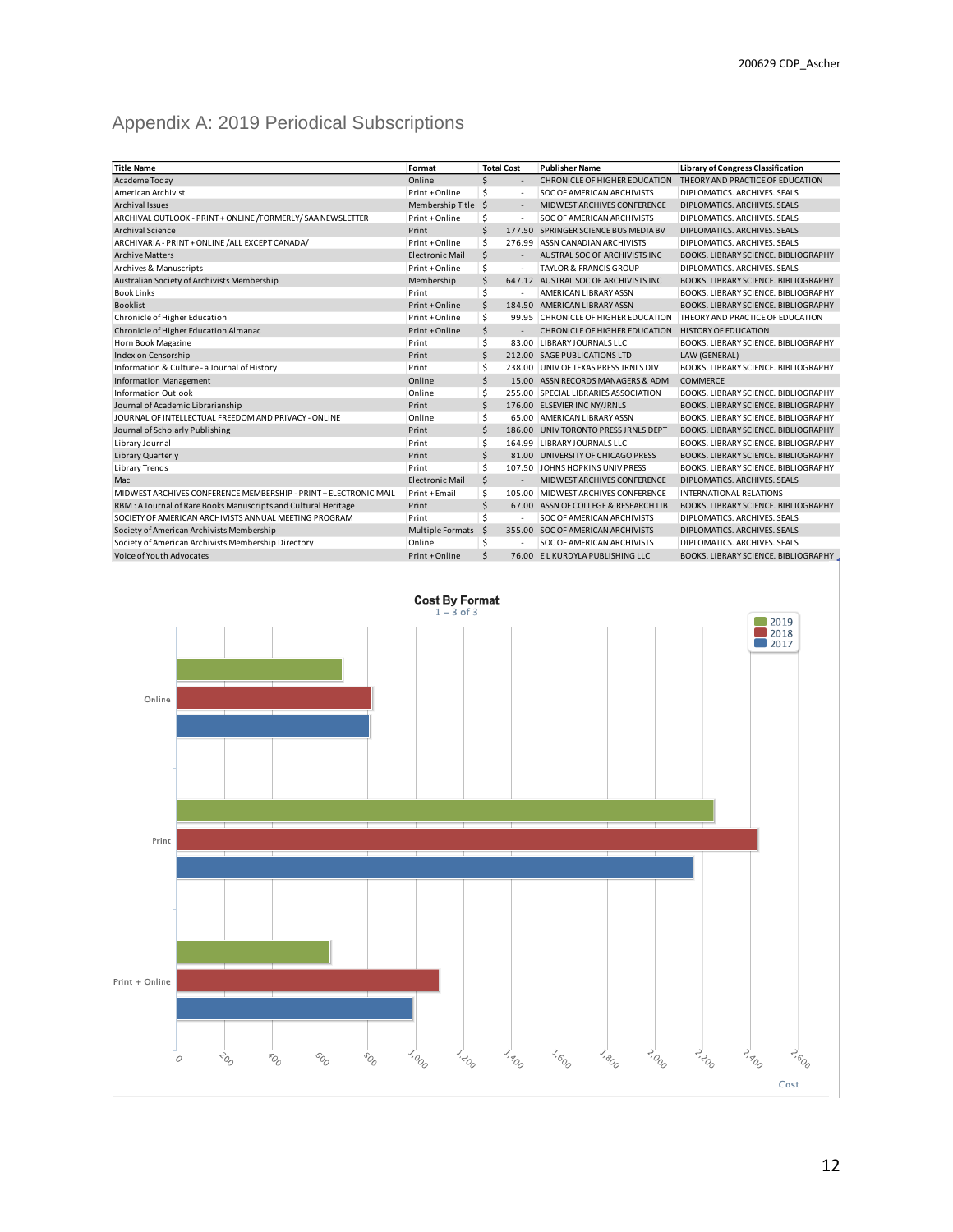# Appendix A: 2019 Periodical Subscriptions

| Title Name | Format | Total Cost | Publisher Name | Library of Congress Classification |
|---|---|---|---|---|
| Academe Today | Online | $ - | CHRONICLE OF HIGHER EDUCATION | THEORY AND PRACTICE OF EDUCATION |
| American Archivist | Print + Online | $ - | SOC OF AMERICAN ARCHIVISTS | DIPLOMATICS. ARCHIVES. SEALS |
| Archival Issues | Membership Title | $ - | MIDWEST ARCHIVES CONFERENCE | DIPLOMATICS. ARCHIVES. SEALS |
| ARCHIVAL OUTLOOK - PRINT + ONLINE /FORMERLY/ SAA NEWSLETTER | Print + Online | $ - | SOC OF AMERICAN ARCHIVISTS | DIPLOMATICS. ARCHIVES. SEALS |
| Archival Science | Print | $ 177.50 | SPRINGER SCIENCE BUS MEDIA BV | DIPLOMATICS. ARCHIVES. SEALS |
| ARCHIVARIA - PRINT + ONLINE /ALL EXCEPT CANADA/ | Print + Online | $ 276.99 | ASSN CANADIAN ARCHIVISTS | DIPLOMATICS. ARCHIVES. SEALS |
| Archive Matters | Electronic Mail | $ - | AUSTRAL SOC OF ARCHIVISTS INC | BOOKS. LIBRARY SCIENCE. BIBLIOGRAPHY |
| Archives & Manuscripts | Print + Online | $ - | TAYLOR & FRANCIS GROUP | DIPLOMATICS. ARCHIVES. SEALS |
| Australian Society of Archivists Membership | Membership | $ 647.12 | AUSTRAL SOC OF ARCHIVISTS INC | BOOKS. LIBRARY SCIENCE. BIBLIOGRAPHY |
| Book Links | Print | $ - | AMERICAN LIBRARY ASSN | BOOKS. LIBRARY SCIENCE. BIBLIOGRAPHY |
| Booklist | Print + Online | $ 184.50 | AMERICAN LIBRARY ASSN | BOOKS. LIBRARY SCIENCE. BIBLIOGRAPHY |
| Chronicle of Higher Education | Print + Online | $ 99.95 | CHRONICLE OF HIGHER EDUCATION | THEORY AND PRACTICE OF EDUCATION |
| Chronicle of Higher Education Almanac | Print + Online | $ - | CHRONICLE OF HIGHER EDUCATION | HISTORY OF EDUCATION |
| Horn Book Magazine | Print | $ 83.00 | LIBRARY JOURNALS LLC | BOOKS. LIBRARY SCIENCE. BIBLIOGRAPHY |
| Index on Censorship | Print | $ 212.00 | SAGE PUBLICATIONS LTD | LAW (GENERAL) |
| Information & Culture - a Journal of History | Print | $ 238.00 | UNIV OF TEXAS PRESS JRNLS DIV | BOOKS. LIBRARY SCIENCE. BIBLIOGRAPHY |
| Information Management | Online | $ 15.00 | ASSN RECORDS MANAGERS & ADM | COMMERCE |
| Information Outlook | Online | $ 255.00 | SPECIAL LIBRARIES ASSOCIATION | BOOKS. LIBRARY SCIENCE. BIBLIOGRAPHY |
| Journal of Academic Librarianship | Print | $ 176.00 | ELSEVIER INC NY/JRNLS | BOOKS. LIBRARY SCIENCE. BIBLIOGRAPHY |
| JOURNAL OF INTELLECTUAL FREEDOM AND PRIVACY - ONLINE | Online | $ 65.00 | AMERICAN LIBRARY ASSN | BOOKS. LIBRARY SCIENCE. BIBLIOGRAPHY |
| Journal of Scholarly Publishing | Print | $ 186.00 | UNIV TORONTO PRESS JRNLS DEPT | BOOKS. LIBRARY SCIENCE. BIBLIOGRAPHY |
| Library Journal | Print | $ 164.99 | LIBRARY JOURNALS LLC | BOOKS. LIBRARY SCIENCE. BIBLIOGRAPHY |
| Library Quarterly | Print | $ 81.00 | UNIVERSITY OF CHICAGO PRESS | BOOKS. LIBRARY SCIENCE. BIBLIOGRAPHY |
| Library Trends | Print | $ 107.50 | JOHNS HOPKINS UNIV PRESS | BOOKS. LIBRARY SCIENCE. BIBLIOGRAPHY |
| Mac | Electronic Mail | $ - | MIDWEST ARCHIVES CONFERENCE | DIPLOMATICS. ARCHIVES. SEALS |
| MIDWEST ARCHIVES CONFERENCE MEMBERSHIP - PRINT + ELECTRONIC MAIL | Print + Email | $ 105.00 | MIDWEST ARCHIVES CONFERENCE | INTERNATIONAL RELATIONS |
| RBM : A Journal of Rare Books Manuscripts and Cultural Heritage | Print | $ 67.00 | ASSN OF COLLEGE & RESEARCH LIB | BOOKS. LIBRARY SCIENCE. BIBLIOGRAPHY |
| SOCIETY OF AMERICAN ARCHIVISTS ANNUAL MEETING PROGRAM | Print | $ - | SOC OF AMERICAN ARCHIVISTS | DIPLOMATICS. ARCHIVES. SEALS |
| Society of American Archivists Membership | Multiple Formats | $ 355.00 | SOC OF AMERICAN ARCHIVISTS | DIPLOMATICS. ARCHIVES. SEALS |
| Society of American Archivists Membership Directory | Online | $ - | SOC OF AMERICAN ARCHIVISTS | DIPLOMATICS. ARCHIVES. SEALS |
| Voice of Youth Advocates | Print + Online | $ 76.00 | E L KURDYLA PUBLISHING LLC | BOOKS. LIBRARY SCIENCE. BIBLIOGRAPHY |

**Cost By Format**
1 – 3 of 3

2019
2018
2017

Online
Print
Print + Online

0, 200, 400, 600, 800, 1,000, 1,200, 1,400, 1,600, 1,800, 2,000, 2,200, 2,400, 2,600

Cost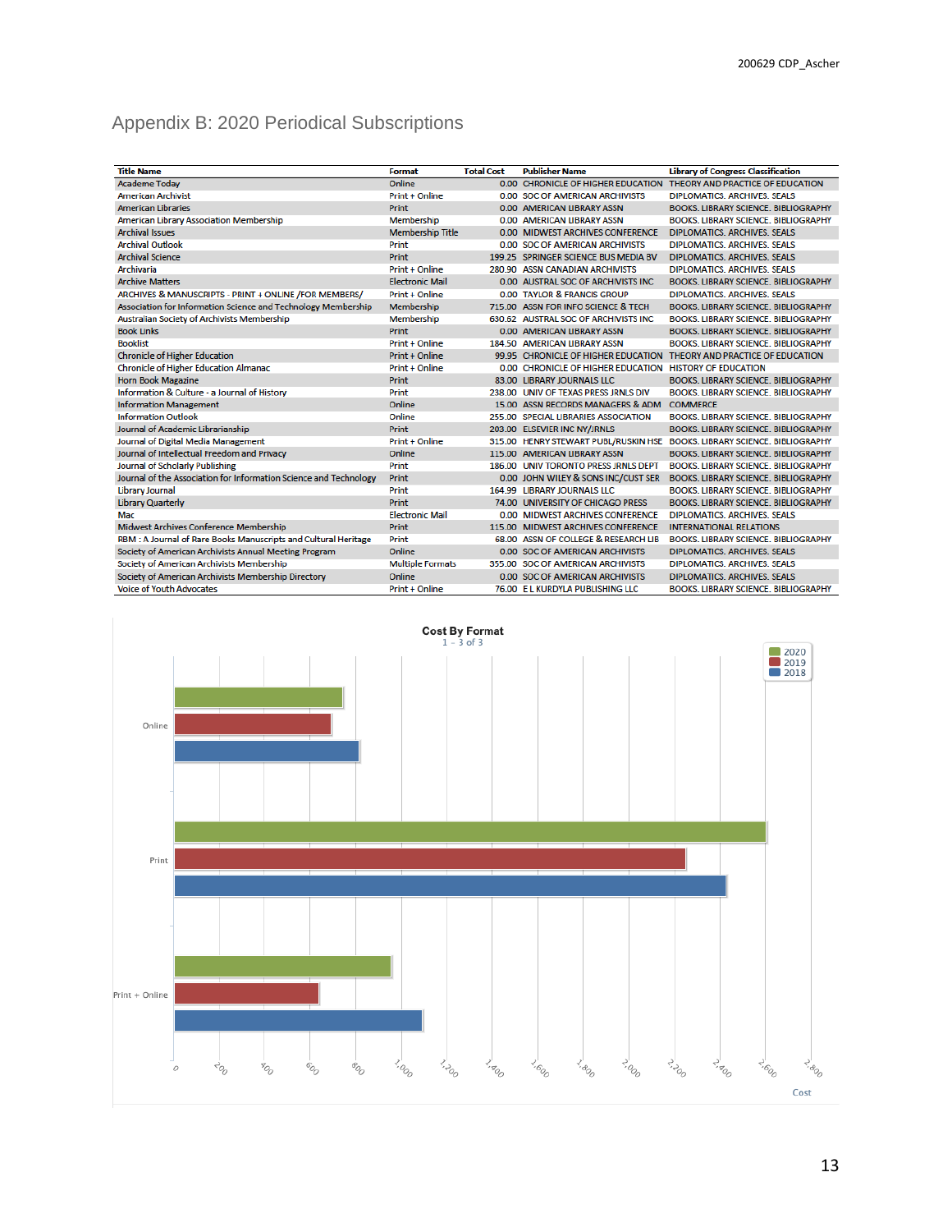# Appendix B: 2020 Periodical Subscriptions

| Title Name | Format | Total Cost | Publisher Name | Library of Congress Classification |
|---|---|---|---|---|
| Academe Today | Online | 0.00 | CHRONICLE OF HIGHER EDUCATION | THEORY AND PRACTICE OF EDUCATION |
| American Archivist | Print + Online | 0.00 | SOC OF AMERICAN ARCHIVISTS | DIPLOMATICS. ARCHIVES. SEALS |
| American Libraries | Print | 0.00 | AMERICAN LIBRARY ASSN | BOOKS. LIBRARY SCIENCE. BIBLIOGRAPHY |
| American Library Association Membership | Membership | 0.00 | AMERICAN LIBRARY ASSN | BOOKS. LIBRARY SCIENCE. BIBLIOGRAPHY |
| Archival Issues | Membership Title | 0.00 | MIDWEST ARCHIVES CONFERENCE | DIPLOMATICS. ARCHIVES. SEALS |
| Archival Outlook | Print | 0.00 | SOC OF AMERICAN ARCHIVISTS | DIPLOMATICS. ARCHIVES. SEALS |
| Archival Science | Print | 199.25 | SPRINGER SCIENCE BUS MEDIA BV | DIPLOMATICS. ARCHIVES. SEALS |
| Archivaria | Print + Online | 280.90 | ASSN CANADIAN ARCHIVISTS | DIPLOMATICS. ARCHIVES. SEALS |
| Archive Matters | Electronic Mail | 0.00 | AUSTRAL SOC OF ARCHIVISTS INC | BOOKS. LIBRARY SCIENCE. BIBLIOGRAPHY |
| ARCHIVES & MANUSCRIPTS - PRINT + ONLINE /FOR MEMBERS/ | Print + Online | 0.00 | TAYLOR & FRANCIS GROUP | DIPLOMATICS. ARCHIVES. SEALS |
| Association for Information Science and Technology Membership | Membership | 715.00 | ASSN FOR INFO SCIENCE & TECH | BOOKS. LIBRARY SCIENCE. BIBLIOGRAPHY |
| Australian Society of Archivists Membership | Membership | 630.62 | AUSTRAL SOC OF ARCHIVISTS INC | BOOKS. LIBRARY SCIENCE. BIBLIOGRAPHY |
| Book Links | Print | 0.00 | AMERICAN LIBRARY ASSN | BOOKS. LIBRARY SCIENCE. BIBLIOGRAPHY |
| Booklist | Print + Online | 184.50 | AMERICAN LIBRARY ASSN | BOOKS. LIBRARY SCIENCE. BIBLIOGRAPHY |
| Chronicle of Higher Education | Print + Online | 99.95 | CHRONICLE OF HIGHER EDUCATION | THEORY AND PRACTICE OF EDUCATION |
| Chronicle of Higher Education Almanac | Print + Online | 0.00 | CHRONICLE OF HIGHER EDUCATION | HISTORY OF EDUCATION |
| Horn Book Magazine | Print | 83.00 | LIBRARY JOURNALS LLC | BOOKS. LIBRARY SCIENCE. BIBLIOGRAPHY |
| Information & Culture - a Journal of History | Print | 238.00 | UNIV OF TEXAS PRESS JRNLS DIV | BOOKS. LIBRARY SCIENCE. BIBLIOGRAPHY |
| Information Management | Online | 15.00 | ASSN RECORDS MANAGERS & ADM | COMMERCE |
| Information Outlook | Online | 255.00 | SPECIAL LIBRARIES ASSOCIATION | BOOKS. LIBRARY SCIENCE. BIBLIOGRAPHY |
| Journal of Academic Librarianship | Print | 203.00 | ELSEVIER INC NY/JRNLS | BOOKS. LIBRARY SCIENCE. BIBLIOGRAPHY |
| Journal of Digital Media Management | Print + Online | 315.00 | HENRY STEWART PUBL/RUSKIN HSE | BOOKS. LIBRARY SCIENCE. BIBLIOGRAPHY |
| Journal of Intellectual Freedom and Privacy | Online | 115.00 | AMERICAN LIBRARY ASSN | BOOKS. LIBRARY SCIENCE. BIBLIOGRAPHY |
| Journal of Scholarly Publishing | Print | 186.00 | UNIV TORONTO PRESS JRNLS DEPT | BOOKS. LIBRARY SCIENCE. BIBLIOGRAPHY |
| Journal of the Association for Information Science and Technology | Print | 0.00 | JOHN WILEY & SONS INC/CUST SER | BOOKS. LIBRARY SCIENCE. BIBLIOGRAPHY |
| Library Journal | Print | 164.99 | LIBRARY JOURNALS LLC | BOOKS. LIBRARY SCIENCE. BIBLIOGRAPHY |
| Library Quarterly | Print | 74.00 | UNIVERSITY OF CHICAGO PRESS | BOOKS. LIBRARY SCIENCE. BIBLIOGRAPHY |
| Mac | Electronic Mail | 0.00 | MIDWEST ARCHIVES CONFERENCE | DIPLOMATICS. ARCHIVES. SEALS |
| Midwest Archives Conference Membership | Print | 115.00 | MIDWEST ARCHIVES CONFERENCE | INTERNATIONAL RELATIONS |
| RBM : A Journal of Rare Books Manuscripts and Cultural Heritage | Print | 68.00 | ASSN OF COLLEGE & RESEARCH LIB | BOOKS. LIBRARY SCIENCE. BIBLIOGRAPHY |
| Society of American Archivists Annual Meeting Program | Online | 0.00 | SOC OF AMERICAN ARCHIVISTS | DIPLOMATICS. ARCHIVES. SEALS |
| Society of American Archivists Membership | Multiple Formats | 355.00 | SOC OF AMERICAN ARCHIVISTS | DIPLOMATICS. ARCHIVES. SEALS |
| Society of American Archivists Membership Directory | Online | 0.00 | SOC OF AMERICAN ARCHIVISTS | DIPLOMATICS. ARCHIVES. SEALS |
| Voice of Youth Advocates | Print + Online | 76.00 | E L KURDYLA PUBLISHING LLC | BOOKS. LIBRARY SCIENCE. BIBLIOGRAPHY |

Cost By Format
1 - 3 of 3

2020
2019
2018

Online
Print
Print + Online

0
200
400
600
800
1,000
1,200
1,400
1,600
1,800
2,000
2,200
2,400
2,600
2,800

Cost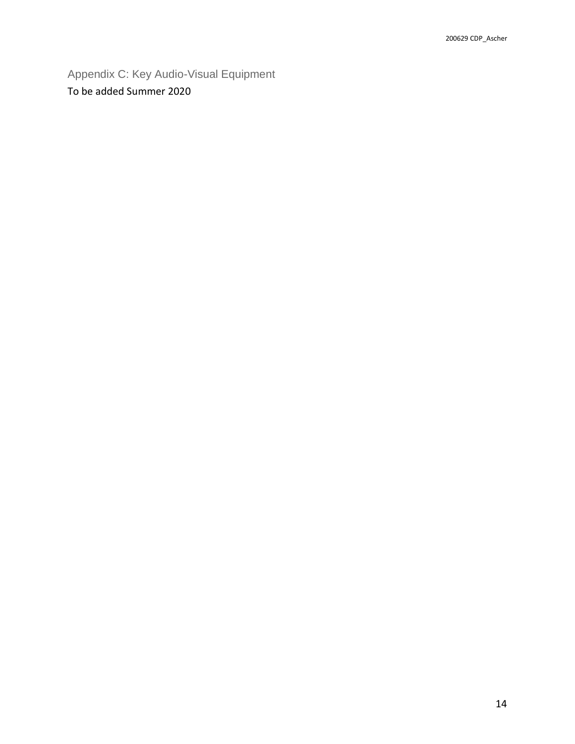## Appendix C: Key Audio-Visual Equipment

To be added Summer 2020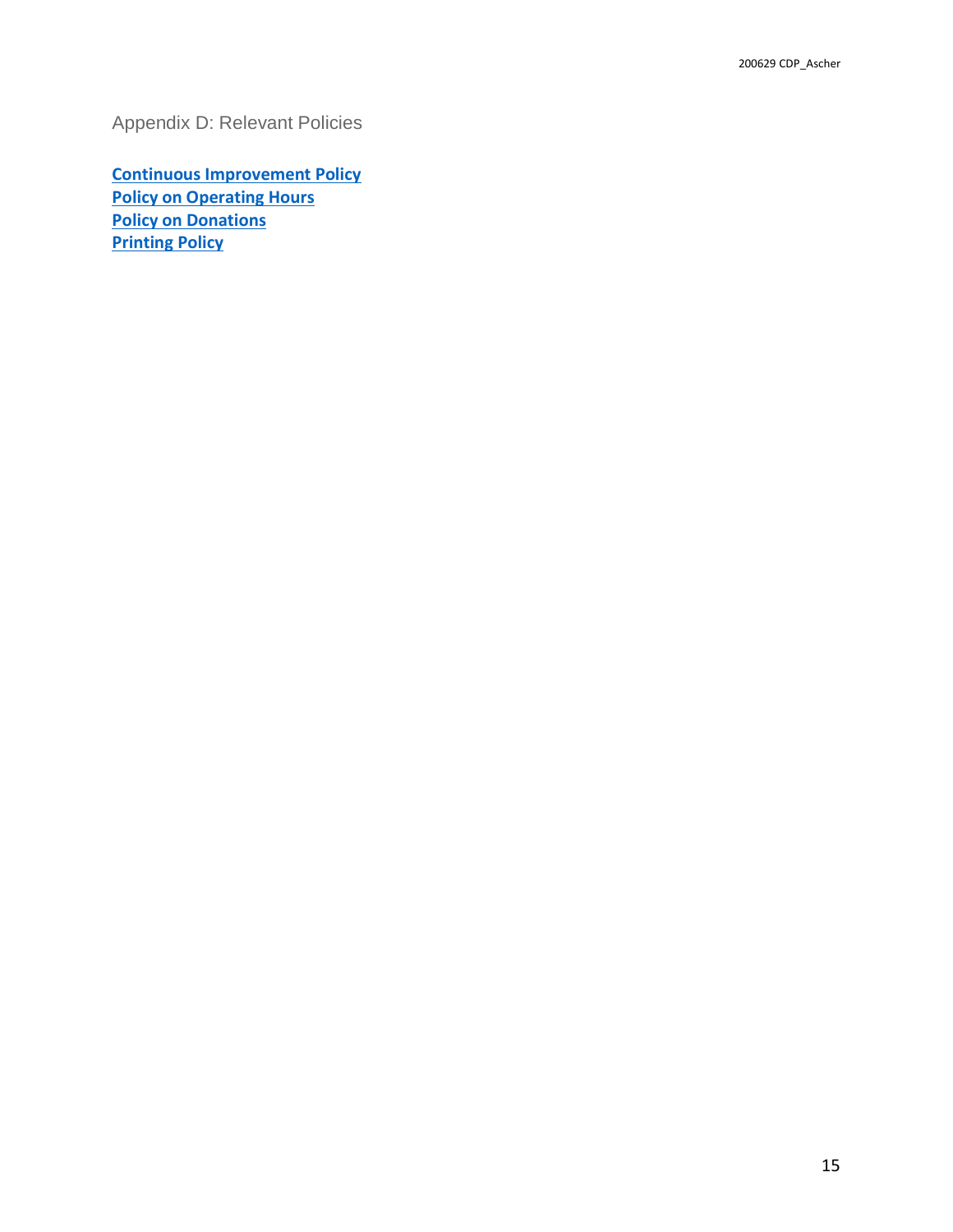## Appendix D: Relevant Policies

**Continuous Improvement Policy**
**Policy on Operating Hours**
**Policy on Donations**
**Printing Policy**